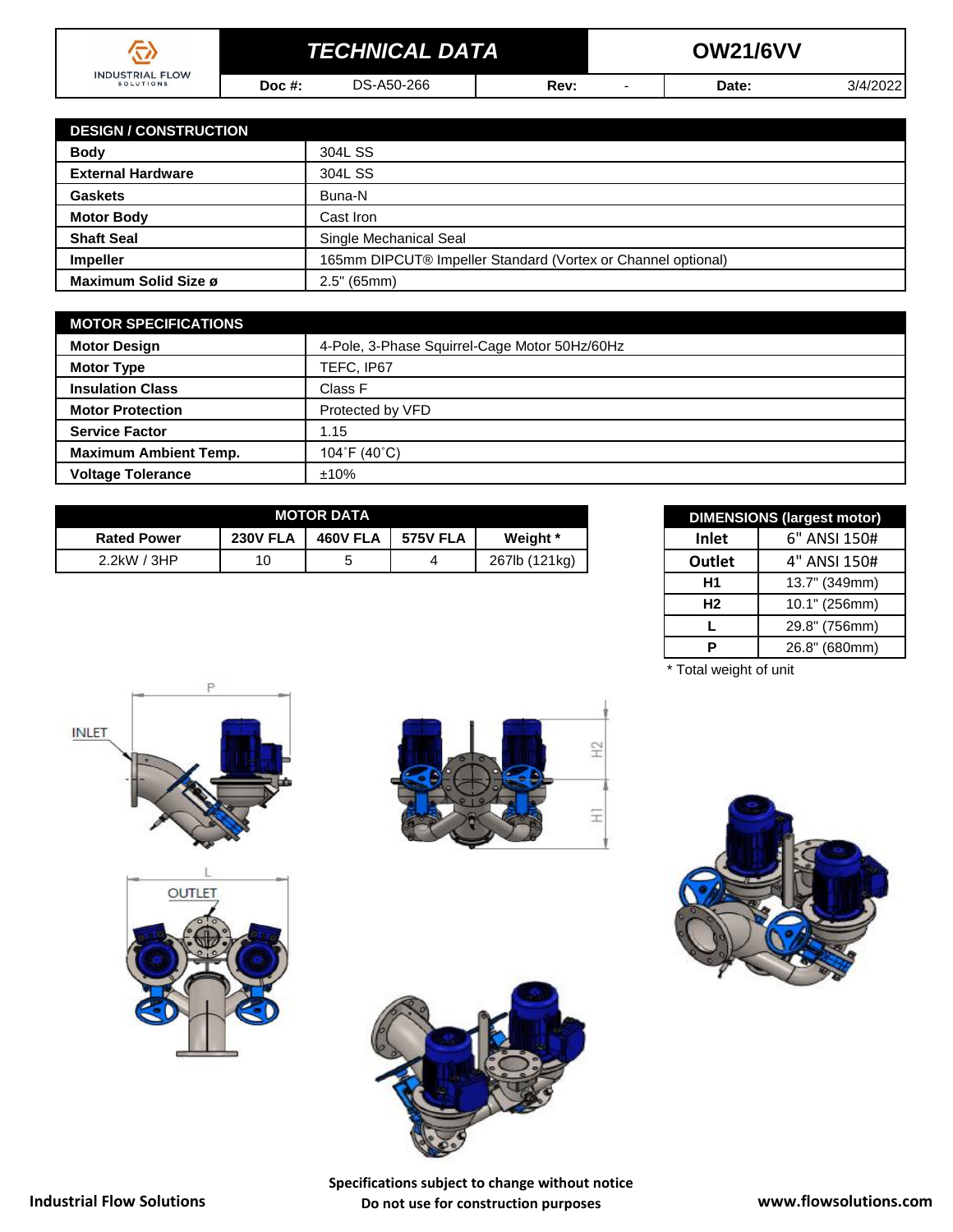# TECHNICAL DATA

## OW21/6VV

| Doc #: | DS-A50-266 | Rev: | - | Date: | 3/4/2022 |
|---|---|---|---|---|---|

| DESIGN / CONSTRUCTION | |
|---|---|
| **Body** | 304L SS |
| **External Hardware** | 304L SS |
| **Gaskets** | Buna-N |
| **Motor Body** | Cast Iron |
| **Shaft Seal** | Single Mechanical Seal |
| **Impeller** | 165mm DIPCUT® Impeller Standard (Vortex or Channel optional) |
| **Maximum Solid Size ø** | 2.5" (65mm) |

| MOTOR SPECIFICATIONS | |
|---|---|
| **Motor Design** | 4-Pole, 3-Phase Squirrel-Cage Motor 50Hz/60Hz |
| **Motor Type** | TEFC, IP67 |
| **Insulation Class** | Class F |
| **Motor Protection** | Protected by VFD |
| **Service Factor** | 1.15 |
| **Maximum Ambient Temp.** | 104˚F (40˚C) |
| **Voltage Tolerance** | ±10% |

**MOTOR DATA**

| Rated Power | 230V FLA | 460V FLA | 575V FLA | Weight * |
|---|---|---|---|---|
| 2.2kW / 3HP | 10 | 5 | 4 | 267lb (121kg) |

| DIMENSIONS (largest motor) | |
|---|---|
| **Inlet** | 6" ANSI 150# |
| **Outlet** | 4" ANSI 150# |
| **H1** | 13.7" (349mm) |
| **H2** | 10.1" (256mm) |
| **L** | 29.8" (756mm) |
| **P** | 26.8" (680mm) |

\* Total weight of unit

**Specifications subject to change without notice**
**Do not use for construction purposes**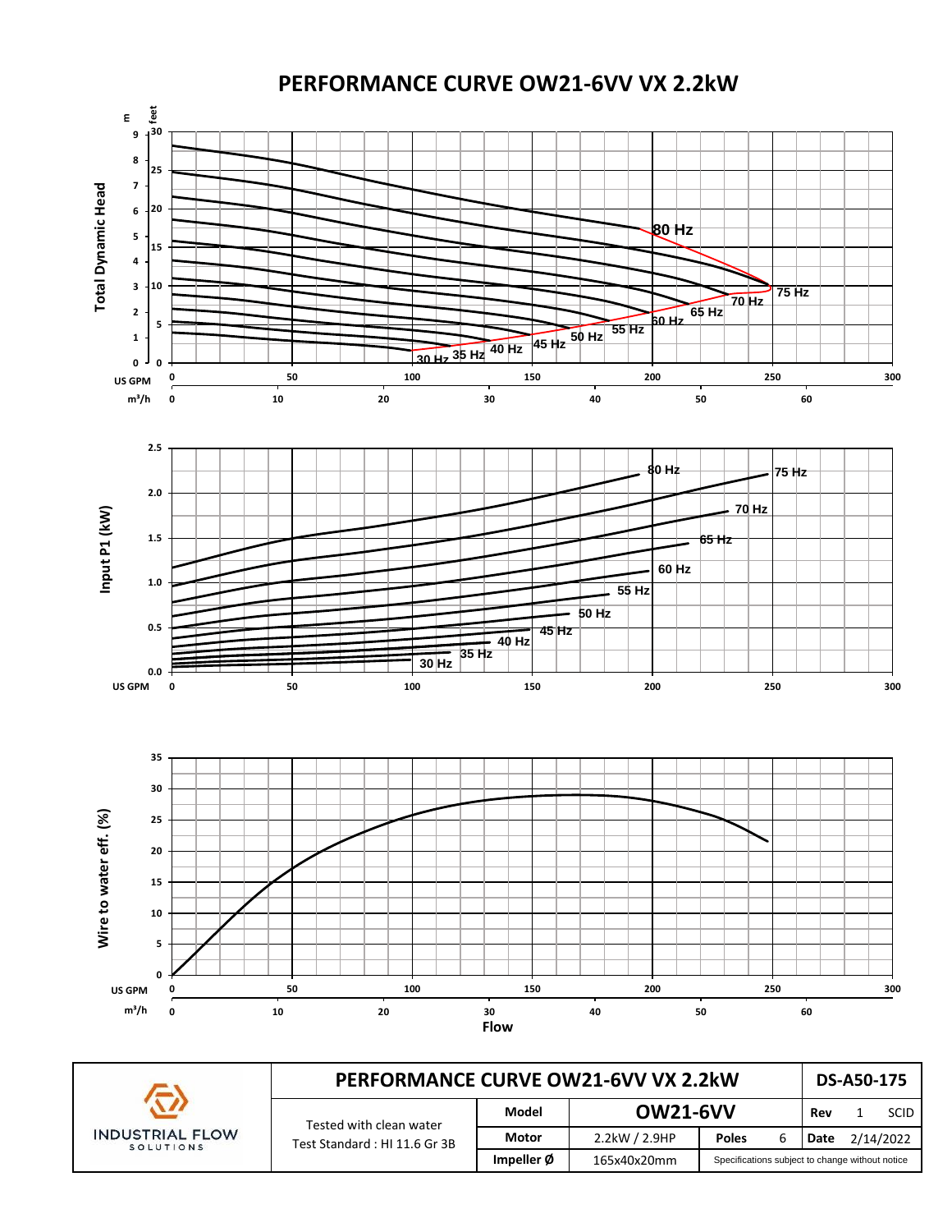# PERFORMANCE CURVE OW21-6VV VX 2.2kW

Total Dynamic Head

m: 0, 1, 2, 3, 4, 5, 6, 7, 8, 9

feet: 0, 5, 10, 15, 20, 25, 30

80 Hz
75 Hz
70 Hz
65 Hz
60 Hz
55 Hz
50 Hz
45 Hz
40 Hz
35 Hz
30 Hz

US GPM: 0, 50, 100, 150, 200, 250, 300

m³/h: 0, 10, 20, 30, 40, 50, 60

Input P1 (kW)

0.0, 0.5, 1.0, 1.5, 2.0, 2.5

80 Hz
75 Hz
70 Hz
65 Hz
60 Hz
55 Hz
50 Hz
45 Hz
40 Hz
35 Hz
30 Hz

US GPM: 0, 50, 100, 150, 200, 250, 300

Wire to water eff. (%)

0, 5, 10, 15, 20, 25, 30, 35

US GPM: 0, 50, 100, 150, 200, 250, 300

m³/h: 0, 10, 20, 30, 40, 50, 60

Flow

INDUSTRIAL FLOW SOLUTIONS

| PERFORMANCE CURVE OW21-6VV VX 2.2kW | | | | | DS-A50-175 |
|---|---|---|---|---|---|
| Tested with clean water<br>Test Standard : HI 11.6 Gr 3B | Model | OW21-6VV | | | Rev 1 SCID |
| | Motor | 2.2kW / 2.9HP | Poles | 6 | Date 2/14/2022 |
| | Impeller Ø | 165x40x20mm | Specifications subject to change without notice | | |